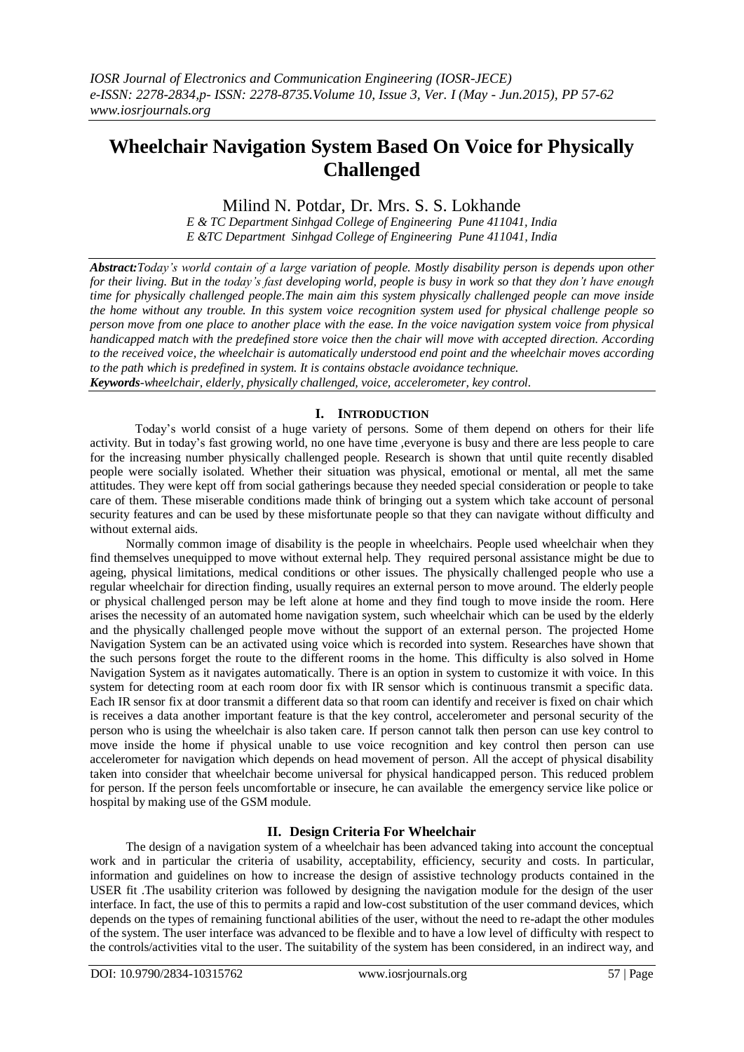# Wheelchair Navigation System Based On Voice for Physically Challenged

Milind N. Potdar, Dr. Mrs. S. S. Lokhande

*E & TC Department Sinhgad College of Engineering Pune 411041, India*
*E &TC Department Sinhgad College of Engineering Pune 411041, India*

***Abstract:*** *Today's world contain of a large variation of people. Mostly disability person is depends upon other for their living. But in the today's fast developing world, people is busy in work so that they don't have enough time for physically challenged people.The main aim this system physically challenged people can move inside the home without any trouble. In this system voice recognition system used for physical challenge people so person move from one place to another place with the ease. In the voice navigation system voice from physical handicapped match with the predefined store voice then the chair will move with accepted direction. According to the received voice, the wheelchair is automatically understood end point and the wheelchair moves according to the path which is predefined in system. It is contains obstacle avoidance technique.*

***Keywords****-wheelchair, elderly, physically challenged, voice, accelerometer, key control.*

## I. Introduction

Today's world consist of a huge variety of persons. Some of them depend on others for their life activity. But in today's fast growing world, no one have time ,everyone is busy and there are less people to care for the increasing number physically challenged people. Research is shown that until quite recently disabled people were socially isolated. Whether their situation was physical, emotional or mental, all met the same attitudes. They were kept off from social gatherings because they needed special consideration or people to take care of them. These miserable conditions made think of bringing out a system which take account of personal security features and can be used by these misfortunate people so that they can navigate without difficulty and without external aids.

Normally common image of disability is the people in wheelchairs. People used wheelchair when they find themselves unequipped to move without external help. They required personal assistance might be due to ageing, physical limitations, medical conditions or other issues. The physically challenged people who use a regular wheelchair for direction finding, usually requires an external person to move around. The elderly people or physical challenged person may be left alone at home and they find tough to move inside the room. Here arises the necessity of an automated home navigation system, such wheelchair which can be used by the elderly and the physically challenged people move without the support of an external person. The projected Home Navigation System can be an activated using voice which is recorded into system. Researches have shown that the such persons forget the route to the different rooms in the home. This difficulty is also solved in Home Navigation System as it navigates automatically. There is an option in system to customize it with voice. In this system for detecting room at each room door fix with IR sensor which is continuous transmit a specific data. Each IR sensor fix at door transmit a different data so that room can identify and receiver is fixed on chair which is receives a data another important feature is that the key control, accelerometer and personal security of the person who is using the wheelchair is also taken care. If person cannot talk then person can use key control to move inside the home if physical unable to use voice recognition and key control then person can use accelerometer for navigation which depends on head movement of person. All the accept of physical disability taken into consider that wheelchair become universal for physical handicapped person. This reduced problem for person. If the person feels uncomfortable or insecure, he can available the emergency service like police or hospital by making use of the GSM module.

## II. Design Criteria For Wheelchair

The design of a navigation system of a wheelchair has been advanced taking into account the conceptual work and in particular the criteria of usability, acceptability, efficiency, security and costs. In particular, information and guidelines on how to increase the design of assistive technology products contained in the USER fit .The usability criterion was followed by designing the navigation module for the design of the user interface. In fact, the use of this to permits a rapid and low-cost substitution of the user command devices, which depends on the types of remaining functional abilities of the user, without the need to re-adapt the other modules of the system. The user interface was advanced to be flexible and to have a low level of difficulty with respect to the controls/activities vital to the user. The suitability of the system has been considered, in an indirect way, and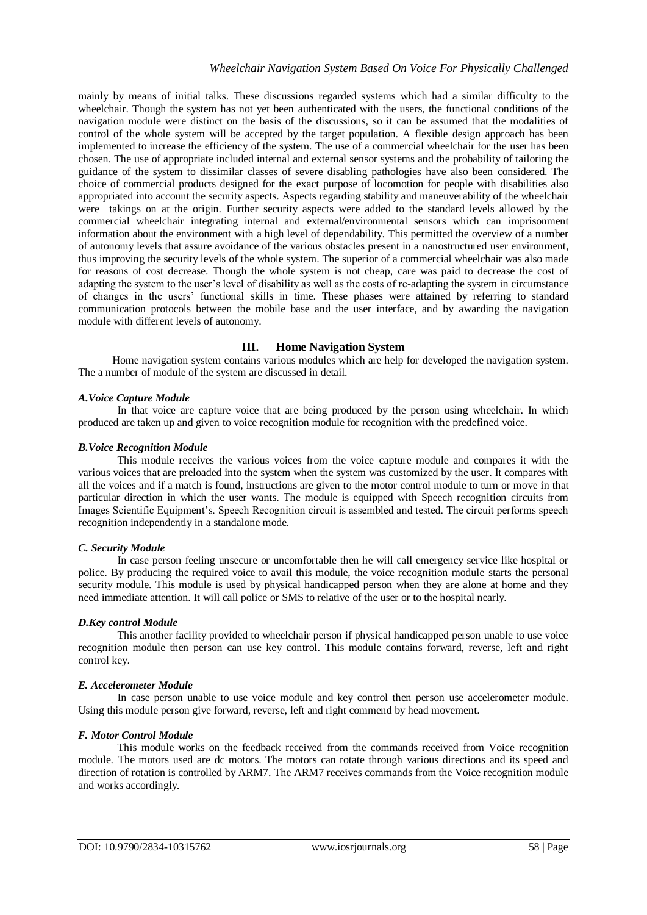mainly by means of initial talks. These discussions regarded systems which had a similar difficulty to the wheelchair. Though the system has not yet been authenticated with the users, the functional conditions of the navigation module were distinct on the basis of the discussions, so it can be assumed that the modalities of control of the whole system will be accepted by the target population. A flexible design approach has been implemented to increase the efficiency of the system. The use of a commercial wheelchair for the user has been chosen. The use of appropriate included internal and external sensor systems and the probability of tailoring the guidance of the system to dissimilar classes of severe disabling pathologies have also been considered. The choice of commercial products designed for the exact purpose of locomotion for people with disabilities also appropriated into account the security aspects. Aspects regarding stability and maneuverability of the wheelchair were takings on at the origin. Further security aspects were added to the standard levels allowed by the commercial wheelchair integrating internal and external/environmental sensors which can imprisonment information about the environment with a high level of dependability. This permitted the overview of a number of autonomy levels that assure avoidance of the various obstacles present in a nanostructured user environment, thus improving the security levels of the whole system. The superior of a commercial wheelchair was also made for reasons of cost decrease. Though the whole system is not cheap, care was paid to decrease the cost of adapting the system to the user's level of disability as well as the costs of re-adapting the system in circumstance of changes in the users' functional skills in time. These phases were attained by referring to standard communication protocols between the mobile base and the user interface, and by awarding the navigation module with different levels of autonomy.

## III. Home Navigation System

Home navigation system contains various modules which are help for developed the navigation system. The a number of module of the system are discussed in detail.

### *A.Voice Capture Module*

In that voice are capture voice that are being produced by the person using wheelchair. In which produced are taken up and given to voice recognition module for recognition with the predefined voice.

### *B.Voice Recognition Module*

This module receives the various voices from the voice capture module and compares it with the various voices that are preloaded into the system when the system was customized by the user. It compares with all the voices and if a match is found, instructions are given to the motor control module to turn or move in that particular direction in which the user wants. The module is equipped with Speech recognition circuits from Images Scientific Equipment's. Speech Recognition circuit is assembled and tested. The circuit performs speech recognition independently in a standalone mode.

### *C. Security Module*

In case person feeling unsecure or uncomfortable then he will call emergency service like hospital or police. By producing the required voice to avail this module, the voice recognition module starts the personal security module. This module is used by physical handicapped person when they are alone at home and they need immediate attention. It will call police or SMS to relative of the user or to the hospital nearly.

### *D.Key control Module*

This another facility provided to wheelchair person if physical handicapped person unable to use voice recognition module then person can use key control. This module contains forward, reverse, left and right control key.

### *E. Accelerometer Module*

In case person unable to use voice module and key control then person use accelerometer module. Using this module person give forward, reverse, left and right commend by head movement.

### *F. Motor Control Module*

This module works on the feedback received from the commands received from Voice recognition module. The motors used are dc motors. The motors can rotate through various directions and its speed and direction of rotation is controlled by ARM7. The ARM7 receives commands from the Voice recognition module and works accordingly.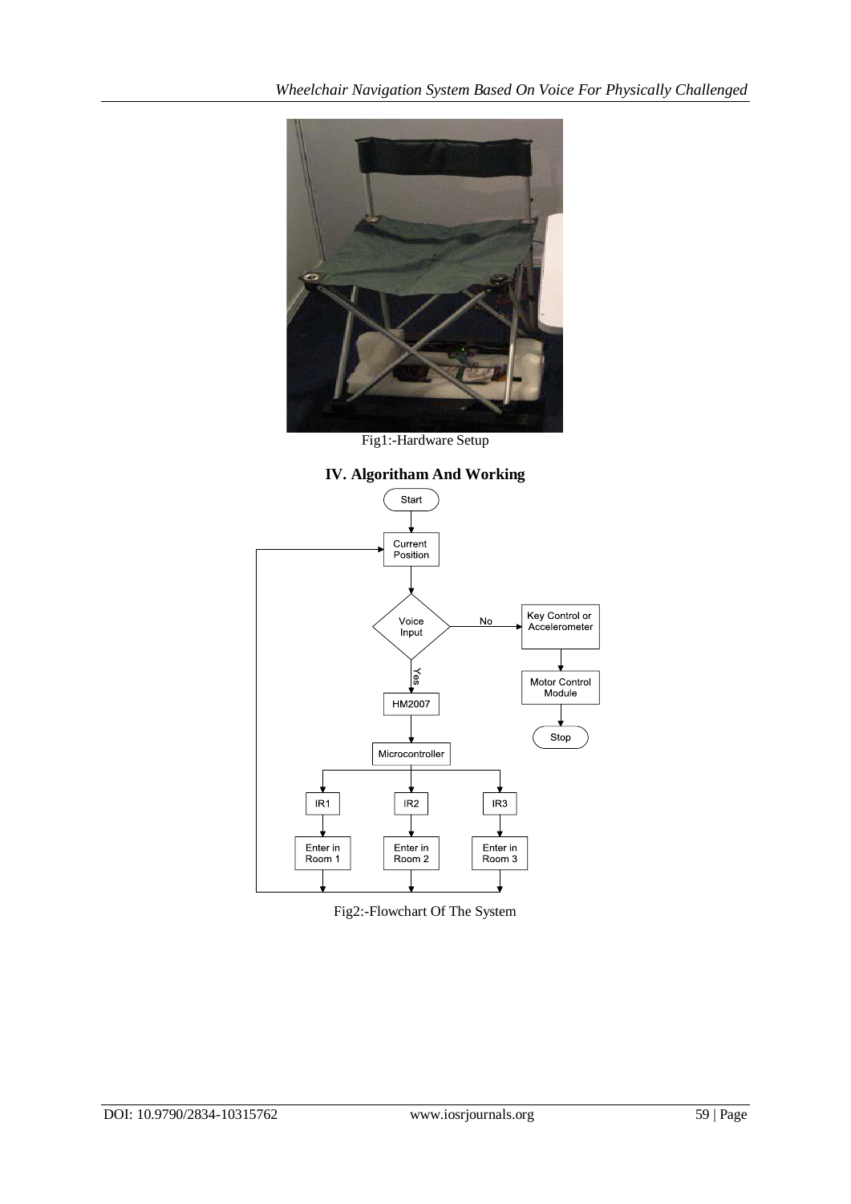Fig1:-Hardware Setup

## IV. Algoritham And Working

Fig2:-Flowchart Of The System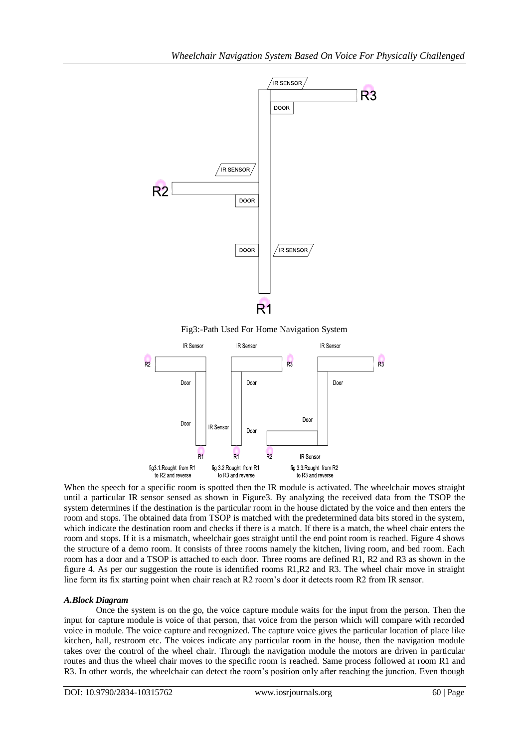Fig3:-Path Used For Home Navigation System

fig3.1:Rought from R1 to R2 and reverse

fig 3.2:Rought from R1 to R3 and reverse

fig 3.3:Rought from R2 to R3 and reverse

When the speech for a specific room is spotted then the IR module is activated. The wheelchair moves straight until a particular IR sensor sensed as shown in Figure3. By analyzing the received data from the TSOP the system determines if the destination is the particular room in the house dictated by the voice and then enters the room and stops. The obtained data from TSOP is matched with the predetermined data bits stored in the system, which indicate the destination room and checks if there is a match. If there is a match, the wheel chair enters the room and stops. If it is a mismatch, wheelchair goes straight until the end point room is reached. Figure 4 shows the structure of a demo room. It consists of three rooms namely the kitchen, living room, and bed room. Each room has a door and a TSOP is attached to each door. Three rooms are defined R1, R2 and R3 as shown in the figure 4. As per our suggestion the route is identified rooms R1,R2 and R3. The wheel chair move in straight line form its fix starting point when chair reach at R2 room's door it detects room R2 from IR sensor.

### *A.Block Diagram*

Once the system is on the go, the voice capture module waits for the input from the person. Then the input for capture module is voice of that person, that voice from the person which will compare with recorded voice in module. The voice capture and recognized. The capture voice gives the particular location of place like kitchen, hall, restroom etc. The voices indicate any particular room in the house, then the navigation module takes over the control of the wheel chair. Through the navigation module the motors are driven in particular routes and thus the wheel chair moves to the specific room is reached. Same process followed at room R1 and R3. In other words, the wheelchair can detect the room's position only after reaching the junction. Even though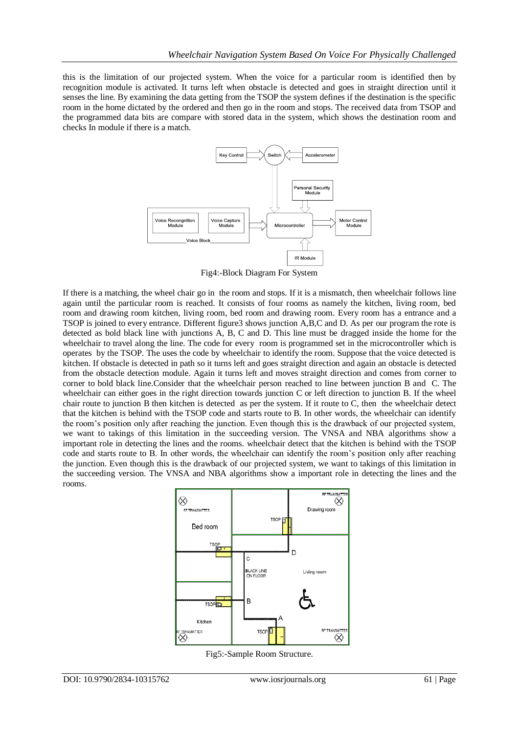this is the limitation of our projected system. When the voice for a particular room is identified then by recognition module is activated. It turns left when obstacle is detected and goes in straight direction until it senses the line. By examining the data getting from the TSOP the system defines if the destination is the specific room in the home dictated by the ordered and then go in the room and stops. The received data from TSOP and the programmed data bits are compare with stored data in the system, which shows the destination room and checks In module if there is a match.

Fig4:-Block Diagram For System

If there is a matching, the wheel chair go in the room and stops. If it is a mismatch, then wheelchair follows line again until the particular room is reached. It consists of four rooms as namely the kitchen, living room, bed room and drawing room kitchen, living room, bed room and drawing room. Every room has a entrance and a TSOP is joined to every entrance. Different figure3 shows junction A,B,C and D. As per our program the rote is detected as bold black line with junctions A, B, C and D. This line must be dragged inside the home for the wheelchair to travel along the line. The code for every room is programmed set in the microcontroller which is operates by the TSOP. The uses the code by wheelchair to identify the room. Suppose that the voice detected is kitchen. If obstacle is detected in path so it turns left and goes straight direction and again an obstacle is detected from the obstacle detection module. Again it turns left and moves straight direction and comes from corner to corner to bold black line.Consider that the wheelchair person reached to line between junction B and C. The wheelchair can either goes in the right direction towards junction C or left direction to junction B. If the wheel chair route to junction B then kitchen is detected as per the system. If it route to C, then the wheelchair detect that the kitchen is behind with the TSOP code and starts route to B. In other words, the wheelchair can identify the room's position only after reaching the junction. Even though this is the drawback of our projected system, we want to takings of this limitation in the succeeding version. The VNSA and NBA algorithms show a important role in detecting the lines and the rooms. wheelchair detect that the kitchen is behind with the TSOP code and starts route to B. In other words, the wheelchair can identify the room's position only after reaching the junction. Even though this is the drawback of our projected system, we want to takings of this limitation in the succeeding version. The VNSA and NBA algorithms show a important role in detecting the lines and the rooms.

Fig5:-Sample Room Structure.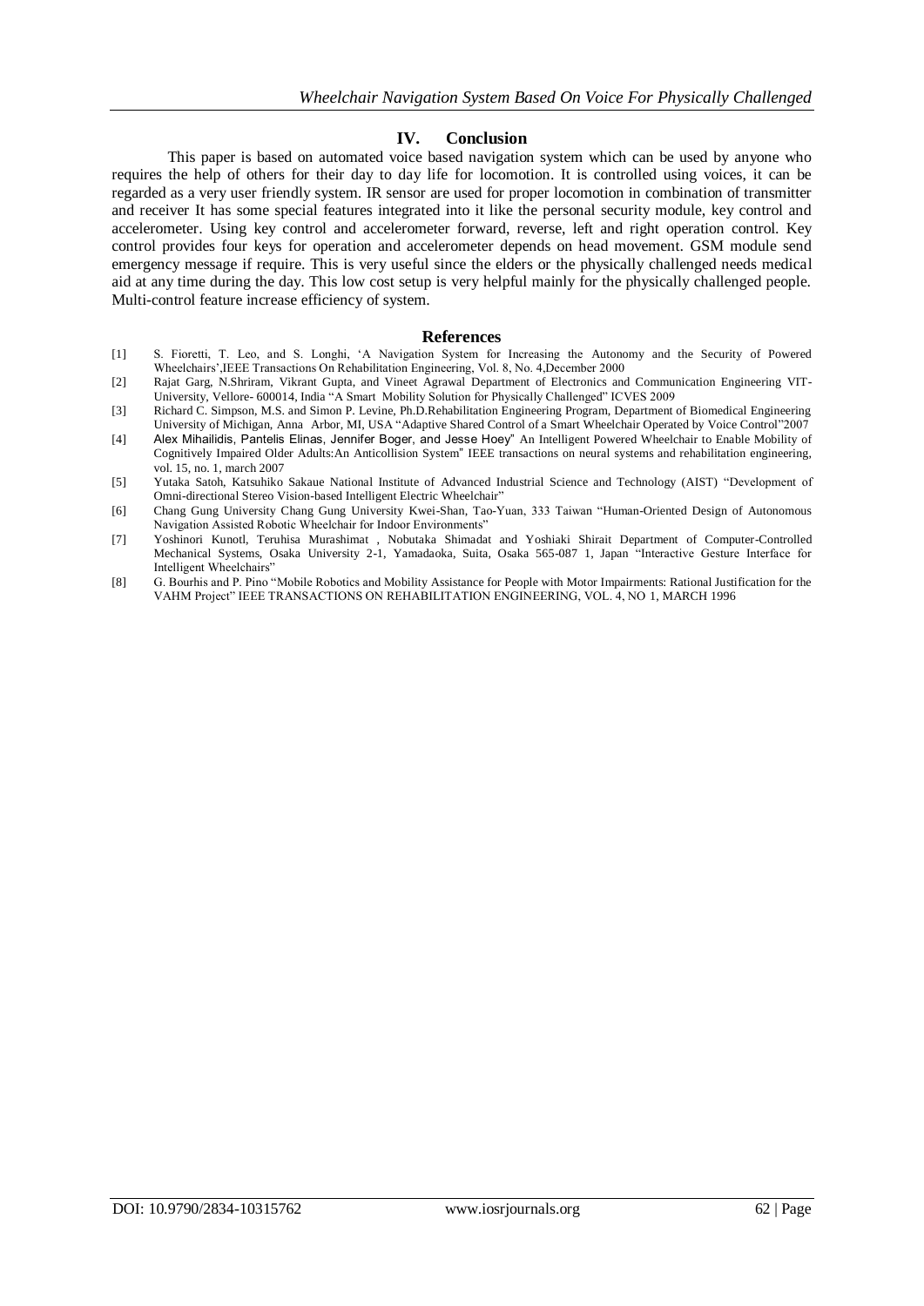## IV. Conclusion

This paper is based on automated voice based navigation system which can be used by anyone who requires the help of others for their day to day life for locomotion. It is controlled using voices, it can be regarded as a very user friendly system. IR sensor are used for proper locomotion in combination of transmitter and receiver It has some special features integrated into it like the personal security module, key control and accelerometer. Using key control and accelerometer forward, reverse, left and right operation control. Key control provides four keys for operation and accelerometer depends on head movement. GSM module send emergency message if require. This is very useful since the elders or the physically challenged needs medical aid at any time during the day. This low cost setup is very helpful mainly for the physically challenged people. Multi-control feature increase efficiency of system.

## References

[1] S. Fioretti, T. Leo, and S. Longhi, 'A Navigation System for Increasing the Autonomy and the Security of Powered Wheelchairs',IEEE Transactions On Rehabilitation Engineering, Vol. 8, No. 4,December 2000

[2] Rajat Garg, N.Shriram, Vikrant Gupta, and Vineet Agrawal Department of Electronics and Communication Engineering VIT-University, Vellore- 600014, India "A Smart Mobility Solution for Physically Challenged" ICVES 2009

[3] Richard C. Simpson, M.S. and Simon P. Levine, Ph.D.Rehabilitation Engineering Program, Department of Biomedical Engineering University of Michigan, Anna Arbor, MI, USA "Adaptive Shared Control of a Smart Wheelchair Operated by Voice Control"2007

[4] Alex Mihailidis, Pantelis Elinas, Jennifer Boger, and Jesse Hoey" An Intelligent Powered Wheelchair to Enable Mobility of Cognitively Impaired Older Adults:An Anticollision System" IEEE transactions on neural systems and rehabilitation engineering, vol. 15, no. 1, march 2007

[5] Yutaka Satoh, Katsuhiko Sakaue National Institute of Advanced Industrial Science and Technology (AIST) "Development of Omni-directional Stereo Vision-based Intelligent Electric Wheelchair"

[6] Chang Gung University Chang Gung University Kwei-Shan, Tao-Yuan, 333 Taiwan "Human-Oriented Design of Autonomous Navigation Assisted Robotic Wheelchair for Indoor Environments"

[7] Yoshinori Kunotl, Teruhisa Murashimat , Nobutaka Shimadat and Yoshiaki Shirait Department of Computer-Controlled Mechanical Systems, Osaka University 2-1, Yamadaoka, Suita, Osaka 565-087 1, Japan "Interactive Gesture Interface for Intelligent Wheelchairs"

[8] G. Bourhis and P. Pino "Mobile Robotics and Mobility Assistance for People with Motor Impairments: Rational Justification for the VAHM Project" IEEE TRANSACTIONS ON REHABILITATION ENGINEERING, VOL. 4, NO 1, MARCH 1996